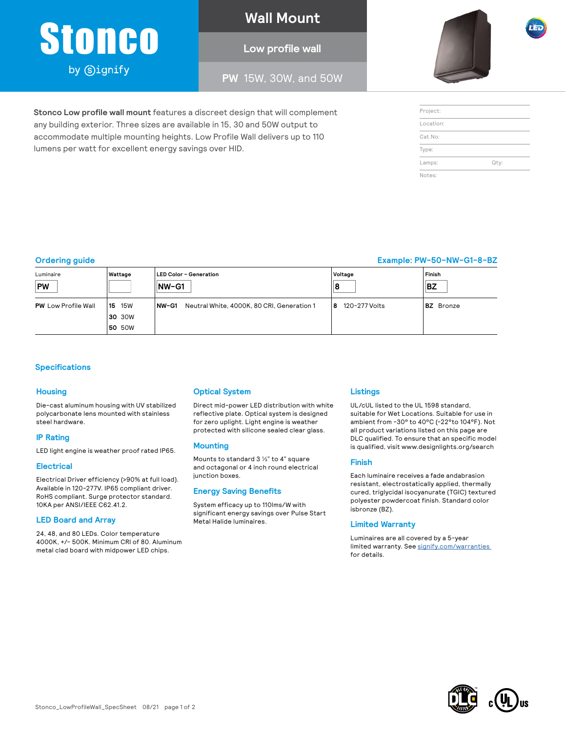# Stonco

by signify

## Wall Mount

### Low profile wall

### PW 15W, 30W, and 50W

**Stonco Low profile wall mount** features a discreet design that will complement any building exterior. Three sizes are available in 15, 30 and 50W output to accommodate multiple mounting heights. Low Profile Wall delivers up to 110 lumens per watt for excellent energy savings over HID.

| Project: | |
|---|---|
| Location: | |
| Cat.No: | |
| Type: | |
| Lamps: | Qty: |
| Notes: | |

## Ordering guide

**Example: PW-50-NW-G1-8-BZ**

| Luminaire | Wattage | LED Color – Generation | Voltage | Finish |
|---|---|---|---|---|
| PW | | NW-G1 | 8 | BZ |
| **PW** Low Profile Wall | **15** 15W<br>**30** 30W<br>**50** 50W | **NW-G1** Neutral White, 4000K, 80 CRI, Generation 1 | **8** 120-277 Volts | **BZ** Bronze |

## Specifications

### Housing

Die-cast aluminum housing with UV stabilized polycarbonate lens mounted with stainless steel hardware.

### IP Rating

LED light engine is weather proof rated IP65.

### Electrical

Electrical Driver efficiency (>90% at full load). Available in 120-277V. IP65 compliant driver. RoHS compliant. Surge protector standard. 10KA per ANSI/IEEE C62.41.2.

### LED Board and Array

24, 48, and 80 LEDs. Color temperature 4000K, +/- 500K. Minimum CRI of 80. Aluminum metal clad board with midpower LED chips.

### Optical System

Direct mid-power LED distribution with white reflective plate. Optical system is designed for zero uplight. Light engine is weather protected with silicone sealed clear glass.

### Mounting

Mounts to standard 3 ½" to 4" square and octagonal or 4 inch round electrical junction boxes.

### Energy Saving Benefits

System efficacy up to 110lms/W with significant energy savings over Pulse Start Metal Halide luminaires.

### Listings

UL/cUL listed to the UL 1598 standard, suitable for Wet Locations. Suitable for use in ambient from -30° to 40°C (-22°to 104°F). Not all product variations listed on this page are DLC qualified. To ensure that an specific model is qualified, visit www.designlights.org/search

### Finish

Each luminaire receives a fade andabrasion resistant, electrostatically applied, thermally cured, triglycidal isocyanurate (TGIC) textured polyester powdercoat finish. Standard color isbronze (BZ).

### Limited Warranty

Luminaires are all covered by a 5-year limited warranty. See signify.com/warranties for details.

Stonco_LowProfileWall_SpecSheet 08/21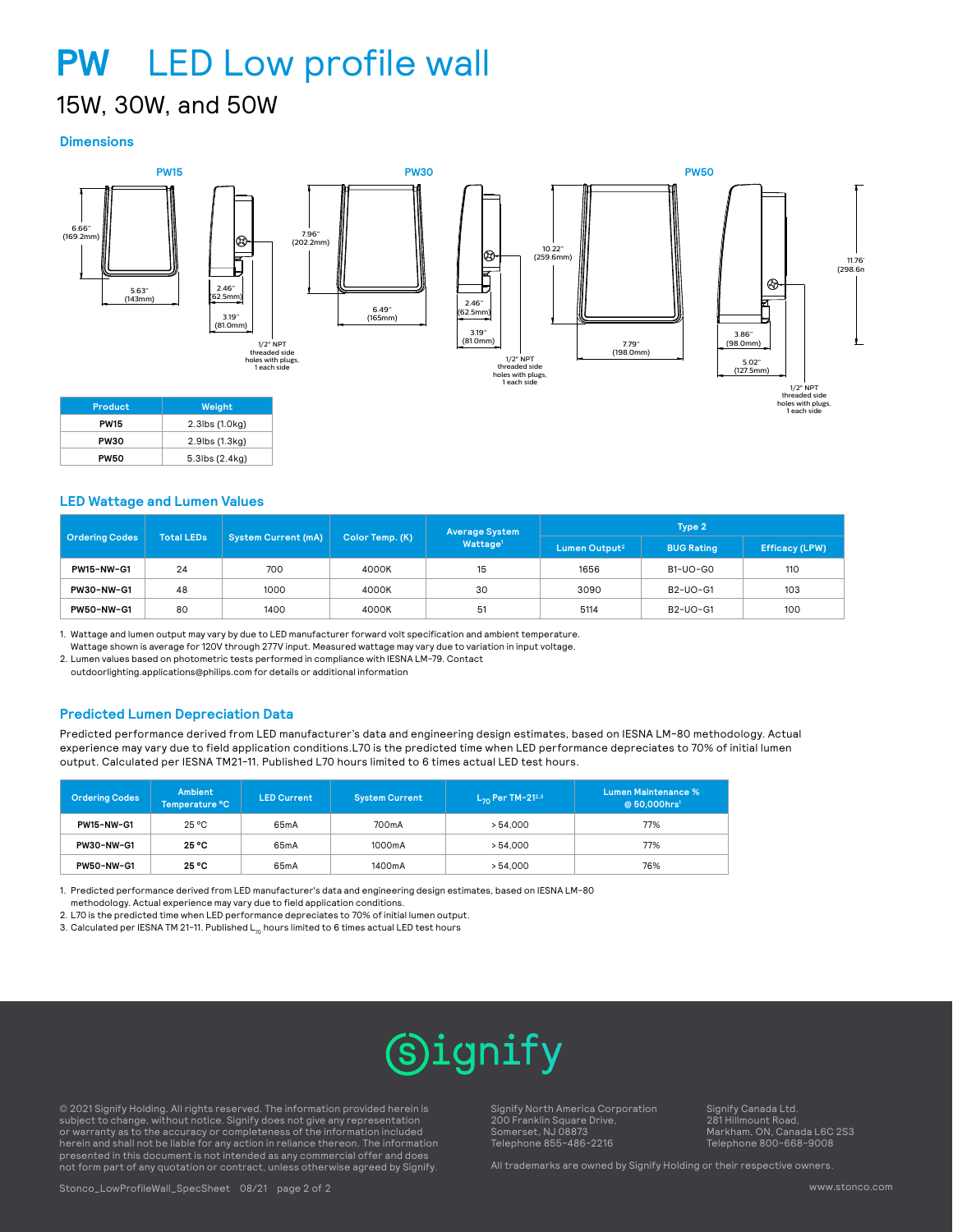# PW LED Low profile wall

## 15W, 30W, and 50W

### Dimensions

PW15

6.66" (169.2mm)

5.63" (143mm)

2.46" (62.5mm)

3.19" (81.0mm)

1/2" NPT threaded side holes with plugs, 1 each side

PW30

7.96" (202.2mm)

6.49" (165mm)

2.46" (62.5mm)

3.19" (81.0mm)

1/2" NPT threaded side holes with plugs, 1 each side

PW50

10.22" (259.6mm)

7.79" (198.0mm)

11.76" (298.6mm)

3.86" (98.0mm)

5.02" (127.5mm)

1/2" NPT threaded side holes with plugs, 1 each side

| Product | Weight |
|---|---|
| PW15 | 2.3lbs (1.0kg) |
| PW30 | 2.9lbs (1.3kg) |
| PW50 | 5.3lbs (2.4kg) |

### LED Wattage and Lumen Values

| Ordering Codes | Total LEDs | System Current (mA) | Color Temp. (K) | Average System Wattage[1] | Type 2 | | |
|---|---|---|---|---|---|---|---|
| | | | | | Lumen Output[2] | BUG Rating | Efficacy (LPW) |
| PW15-NW-G1 | 24 | 700 | 4000K | 15 | 1656 | B1-U0-G0 | 110 |
| PW30-NW-G1 | 48 | 1000 | 4000K | 30 | 3090 | B2-U0-G1 | 103 |
| PW50-NW-G1 | 80 | 1400 | 4000K | 51 | 5114 | B2-U0-G1 | 100 |

1. Wattage and lumen output may vary by due to LED manufacturer forward volt specification and ambient temperature. Wattage shown is average for 120V through 277V input. Measured wattage may vary due to variation in input voltage.
2. Lumen values based on photometric tests performed in compliance with IESNA LM-79. Contact outdoorlighting.applications@philips.com for details or additional information

### Predicted Lumen Depreciation Data

Predicted performance derived from LED manufacturer's data and engineering design estimates, based on IESNA LM-80 methodology. Actual experience may vary due to field application conditions.L70 is the predicted time when LED performance depreciates to 70% of initial lumen output. Calculated per IESNA TM21-11. Published L70 hours limited to 6 times actual LED test hours.

| Ordering Codes | Ambient Temperature °C | LED Current | System Current | $L_{70}$ Per TM-21[2,3] | Lumen Maintenance % @ 50,000hrs[1] |
|---|---|---|---|---|---|
| PW15-NW-G1 | 25 °C | 65mA | 700mA | > 54,000 | 77% |
| PW30-NW-G1 | 25 °C | 65mA | 1000mA | > 54,000 | 77% |
| PW50-NW-G1 | 25 °C | 65mA | 1400mA | > 54,000 | 76% |

1. Predicted performance derived from LED manufacturer's data and engineering design estimates, based on IESNA LM-80 methodology. Actual experience may vary due to field application conditions.
2. L70 is the predicted time when LED performance depreciates to 70% of initial lumen output.
3. Calculated per IESNA TM 21-11. Published $L_{70}$ hours limited to 6 times actual LED test hours

signify

© 2021 Signify Holding. All rights reserved. The information provided herein is subject to change, without notice. Signify does not give any representation or warranty as to the accuracy or completeness of the information included herein and shall not be liable for any action in reliance thereon. The information presented in this document is not intended as any commercial offer and does not form part of any quotation or contract, unless otherwise agreed by Signify.

Signify North America Corporation
200 Franklin Square Drive,
Somerset, NJ 08873
Telephone 855-486-2216

Signify Canada Ltd.
281 Hillmount Road,
Markham, ON, Canada L6C 2S3
Telephone 800-668-9008

All trademarks are owned by Signify Holding or their respective owners.

Stonco_LowProfileWall_SpecSheet 08/21

www.stonco.com